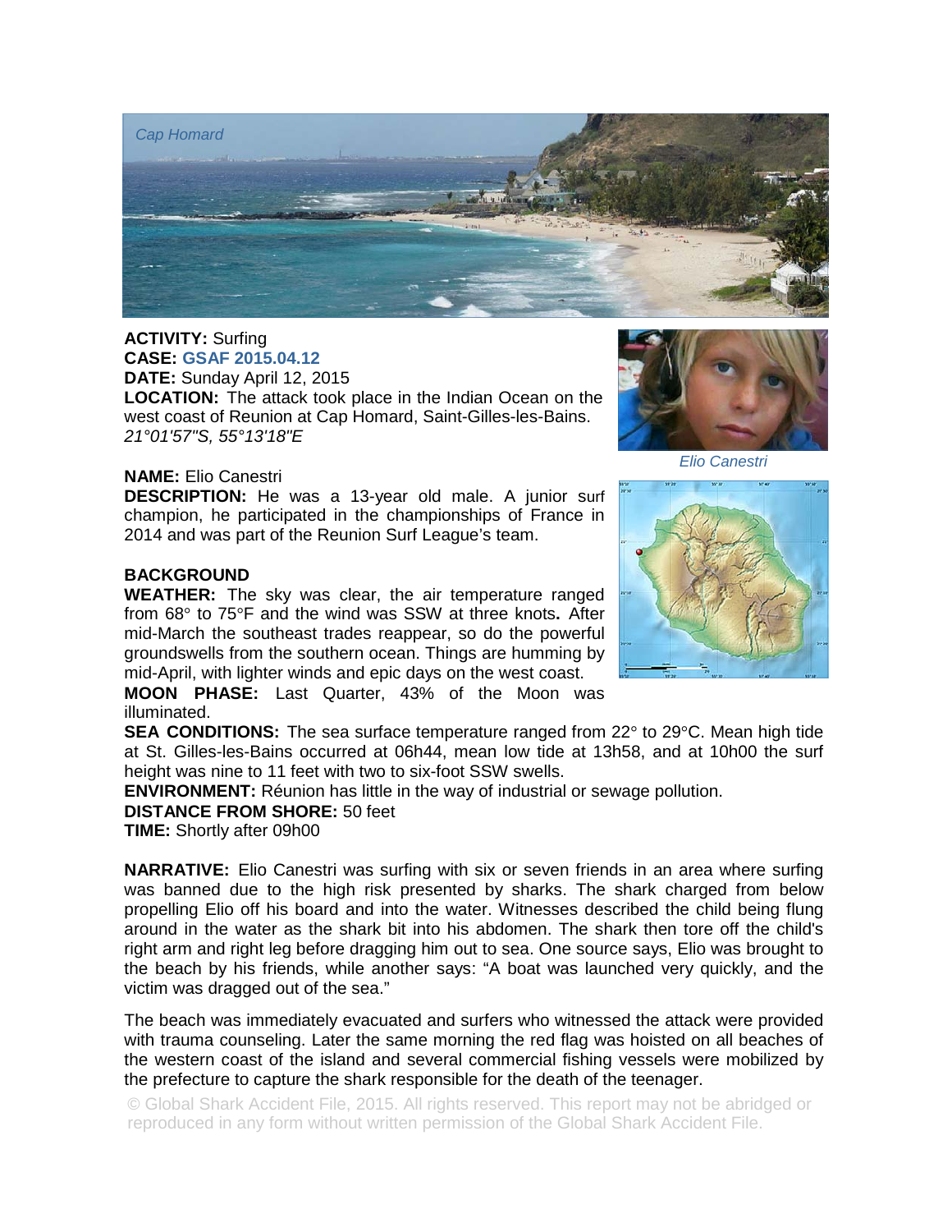Cap Homard

**ACTIVITY:** Surfing
**CASE:** GSAF 2015.04.12
**DATE:** Sunday April 12, 2015
**LOCATION:** The attack took place in the Indian Ocean on the west coast of Reunion at Cap Homard, Saint-Gilles-les-Bains. *21°01'57"S, 55°13'18"E*

*Elio Canestri*

**NAME:** Elio Canestri
**DESCRIPTION:** He was a 13-year old male. A junior surf champion, he participated in the championships of France in 2014 and was part of the Reunion Surf League's team.

**BACKGROUND**
**WEATHER:** The sky was clear, the air temperature ranged from 68° to 75°F and the wind was SSW at three knots**.** After mid-March the southeast trades reappear, so do the powerful groundswells from the southern ocean. Things are humming by mid-April, with lighter winds and epic days on the west coast.
**MOON PHASE:** Last Quarter, 43% of the Moon was illuminated.
**SEA CONDITIONS:** The sea surface temperature ranged from 22° to 29°C. Mean high tide at St. Gilles-les-Bains occurred at 06h44, mean low tide at 13h58, and at 10h00 the surf height was nine to 11 feet with two to six-foot SSW swells.
**ENVIRONMENT:** Réunion has little in the way of industrial or sewage pollution.
**DISTANCE FROM SHORE:** 50 feet
**TIME:** Shortly after 09h00

**NARRATIVE:** Elio Canestri was surfing with six or seven friends in an area where surfing was banned due to the high risk presented by sharks. The shark charged from below propelling Elio off his board and into the water. Witnesses described the child being flung around in the water as the shark bit into his abdomen. The shark then tore off the child's right arm and right leg before dragging him out to sea. One source says, Elio was brought to the beach by his friends, while another says: "A boat was launched very quickly, and the victim was dragged out of the sea."

The beach was immediately evacuated and surfers who witnessed the attack were provided with trauma counseling. Later the same morning the red flag was hoisted on all beaches of the western coast of the island and several commercial fishing vessels were mobilized by the prefecture to capture the shark responsible for the death of the teenager.

© Global Shark Accident File, 2015. All rights reserved. This report may not be abridged or reproduced in any form without written permission of the Global Shark Accident File.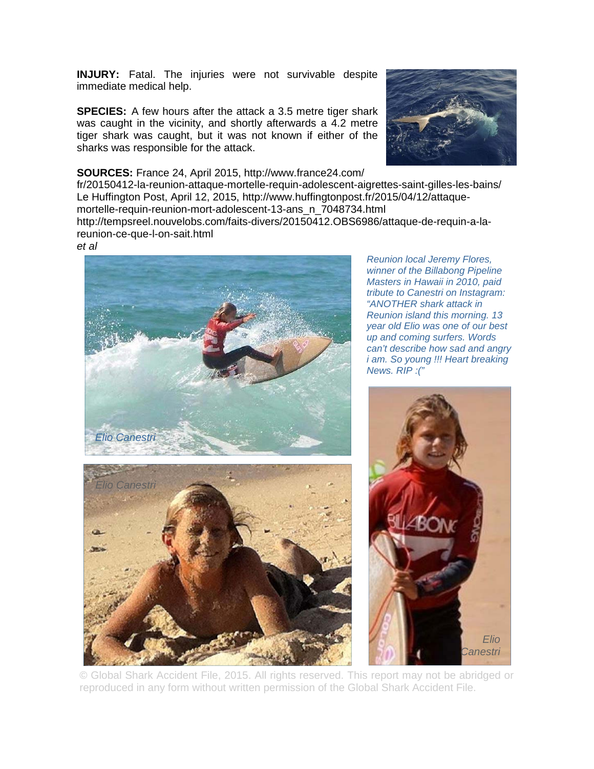**INJURY:** Fatal. The injuries were not survivable despite immediate medical help.

**SPECIES:** A few hours after the attack a 3.5 metre tiger shark was caught in the vicinity, and shortly afterwards a 4.2 metre tiger shark was caught, but it was not known if either of the sharks was responsible for the attack.

**SOURCES:** France 24, April 2015, http://www.france24.com/fr/20150412-la-reunion-attaque-mortelle-requin-adolescent-aigrettes-saint-gilles-les-bains/
Le Huffington Post, April 12, 2015, http://www.huffingtonpost.fr/2015/04/12/attaque-mortelle-requin-reunion-mort-adolescent-13-ans_n_7048734.html
http://tempsreel.nouvelobs.com/faits-divers/20150412.OBS6986/attaque-de-requin-a-la-reunion-ce-que-l-on-sait.html
*et al*

*Elio Canestri*

*Reunion local Jeremy Flores, winner of the Billabong Pipeline Masters in Hawaii in 2010, paid tribute to Canestri on Instagram: "ANOTHER shark attack in Reunion island this morning. 13 year old Elio was one of our best up and coming surfers. Words can't describe how sad and angry i am. So young !!! Heart breaking News. RIP :("*

*Elio Canestri*

*Elio Canestri*

© Global Shark Accident File, 2015. All rights reserved. This report may not be abridged or reproduced in any form without written permission of the Global Shark Accident File.